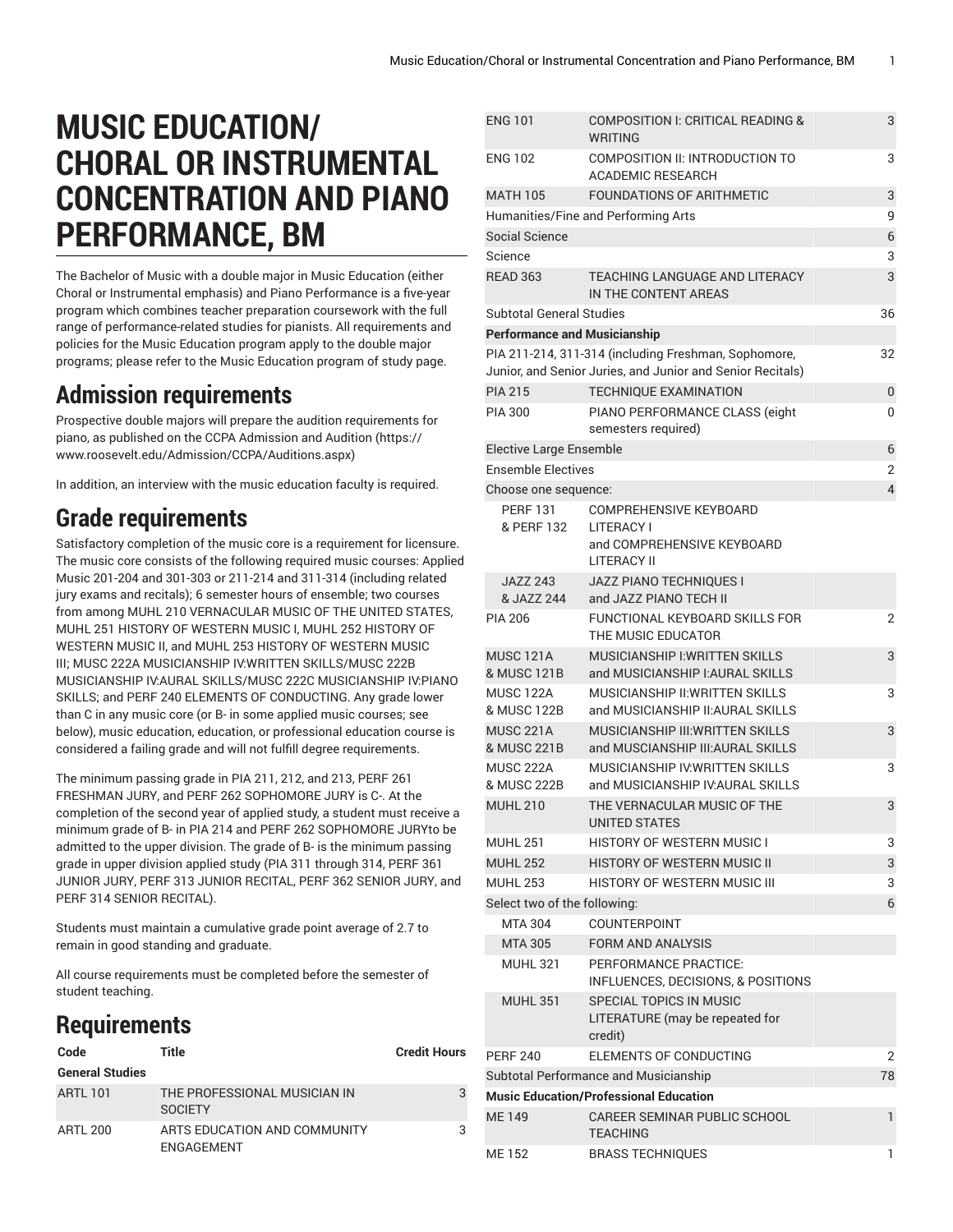# MUSIC EDUCATION/ CHORAL OR INSTRUMENTAL CONCENTRATION AND PIANO PERFORMANCE, BM

The Bachelor of Music with a double major in Music Education (either Choral or Instrumental emphasis) and Piano Performance is a five-year program which combines teacher preparation coursework with the full range of performance-related studies for pianists. All requirements and policies for the Music Education program apply to the double major programs; please refer to the Music Education program of study page.

## Admission requirements

Prospective double majors will prepare the audition requirements for piano, as published on the CCPA Admission and Audition (https://www.roosevelt.edu/Admission/CCPA/Auditions.aspx)

In addition, an interview with the music education faculty is required.

## Grade requirements

Satisfactory completion of the music core is a requirement for licensure. The music core consists of the following required music courses: Applied Music 201-204 and 301-303 or 211-214 and 311-314 (including related jury exams and recitals); 6 semester hours of ensemble; two courses from among MUHL 210 VERNACULAR MUSIC OF THE UNITED STATES, MUHL 251 HISTORY OF WESTERN MUSIC I, MUHL 252 HISTORY OF WESTERN MUSIC II, and MUHL 253 HISTORY OF WESTERN MUSIC III; MUSC 222A MUSICIANSHIP IV:WRITTEN SKILLS/MUSC 222B MUSICIANSHIP IV:AURAL SKILLS/MUSC 222C MUSICIANSHIP IV:PIANO SKILLS; and PERF 240 ELEMENTS OF CONDUCTING. Any grade lower than C in any music core (or B- in some applied music courses; see below), music education, education, or professional education course is considered a failing grade and will not fulfill degree requirements.

The minimum passing grade in PIA 211, 212, and 213, PERF 261 FRESHMAN JURY, and PERF 262 SOPHOMORE JURY is C-. At the completion of the second year of applied study, a student must receive a minimum grade of B- in PIA 214 and PERF 262 SOPHOMORE JURYto be admitted to the upper division. The grade of B- is the minimum passing grade in upper division applied study (PIA 311 through 314, PERF 361 JUNIOR JURY, PERF 313 JUNIOR RECITAL, PERF 362 SENIOR JURY, and PERF 314 SENIOR RECITAL).

Students must maintain a cumulative grade point average of 2.7 to remain in good standing and graduate.

All course requirements must be completed before the semester of student teaching.

## Requirements

| Code | Title | Credit Hours |
|---|---|---|
| **General Studies** | | |
| ARTL 101 | THE PROFESSIONAL MUSICIAN IN SOCIETY | 3 |
| ARTL 200 | ARTS EDUCATION AND COMMUNITY ENGAGEMENT | 3 |
| ENG 101 | COMPOSITION I: CRITICAL READING & WRITING | 3 |
| ENG 102 | COMPOSITION II: INTRODUCTION TO ACADEMIC RESEARCH | 3 |
| MATH 105 | FOUNDATIONS OF ARITHMETIC | 3 |
| Humanities/Fine and Performing Arts | | 9 |
| Social Science | | 6 |
| Science | | 3 |
| READ 363 | TEACHING LANGUAGE AND LITERACY IN THE CONTENT AREAS | 3 |
| Subtotal General Studies | | 36 |
| **Performance and Musicianship** | | |
| PIA 211-214, 311-314 (including Freshman, Sophomore, Junior and Senior Juries, and Junior and Senior Recitals) | | 32 |
| PIA 215 | TECHNIQUE EXAMINATION | 0 |
| PIA 300 | PIANO PERFORMANCE CLASS (eight semesters required) | 0 |
| Elective Large Ensemble | | 6 |
| Ensemble Electives | | 2 |
| Choose one sequence: | | 4 |
| PERF 131 & PERF 132 | COMPREHENSIVE KEYBOARD LITERACY I and COMPREHENSIVE KEYBOARD LITERACY II | |
| JAZZ 243 & JAZZ 244 | JAZZ PIANO TECHNIQUES I and JAZZ PIANO TECH II | |
| PIA 206 | FUNCTIONAL KEYBOARD SKILLS FOR THE MUSIC EDUCATOR | 2 |
| MUSC 121A & MUSC 121B | MUSICIANSHIP I:WRITTEN SKILLS and MUSICIANSHIP I:AURAL SKILLS | 3 |
| MUSC 122A & MUSC 122B | MUSICIANSHIP II:WRITTEN SKILLS and MUSICIANSHIP II:AURAL SKILLS | 3 |
| MUSC 221A & MUSC 221B | MUSICIANSHIP III:WRITTEN SKILLS and MUSCIANSHIP III:AURAL SKILLS | 3 |
| MUSC 222A & MUSC 222B | MUSICIANSHIP IV:WRITTEN SKILLS and MUSICIANSHIP IV:AURAL SKILLS | 3 |
| MUHL 210 | THE VERNACULAR MUSIC OF THE UNITED STATES | 3 |
| MUHL 251 | HISTORY OF WESTERN MUSIC I | 3 |
| MUHL 252 | HISTORY OF WESTERN MUSIC II | 3 |
| MUHL 253 | HISTORY OF WESTERN MUSIC III | 3 |
| Select two of the following: | | 6 |
| MTA 304 | COUNTERPOINT | |
| MTA 305 | FORM AND ANALYSIS | |
| MUHL 321 | PERFORMANCE PRACTICE: INFLUENCES, DECISIONS, & POSITIONS | |
| MUHL 351 | SPECIAL TOPICS IN MUSIC LITERATURE (may be repeated for credit) | |
| PERF 240 | ELEMENTS OF CONDUCTING | 2 |
| Subtotal Performance and Musicianship | | 78 |
| **Music Education/Professional Education** | | |
| ME 149 | CAREER SEMINAR PUBLIC SCHOOL TEACHING | 1 |
| ME 152 | BRASS TECHNIQUES | 1 |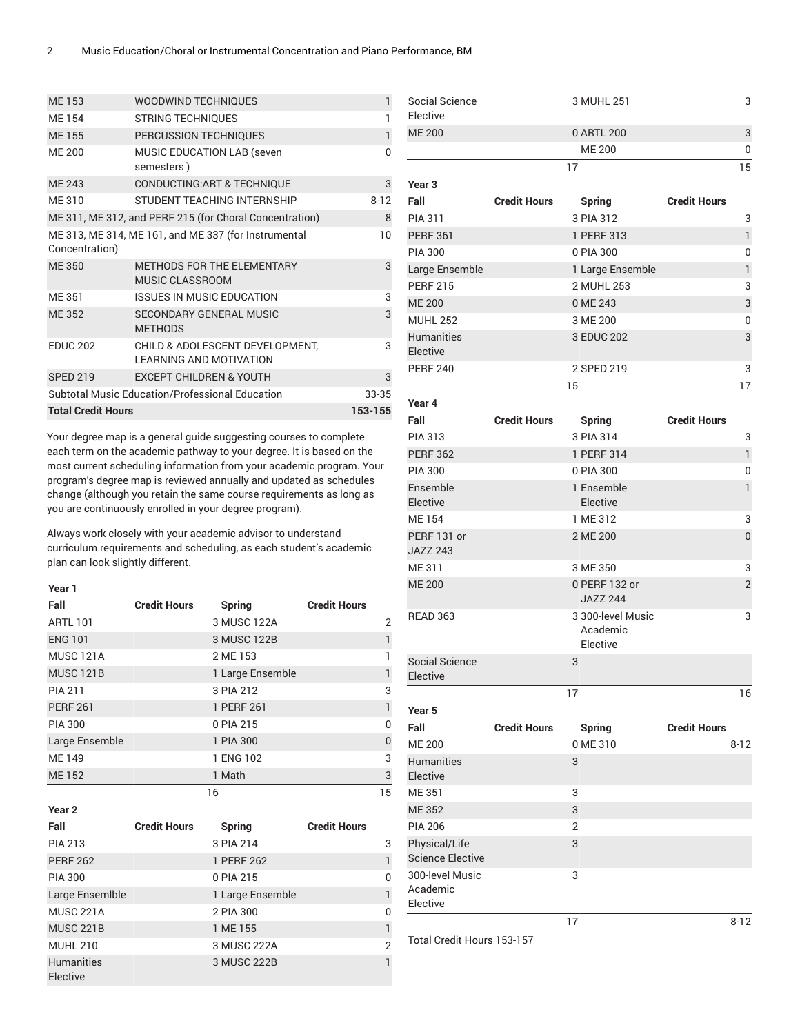| | | |
|---|---|---|
| ME 153 | WOODWIND TECHNIQUES | 1 |
| ME 154 | STRING TECHNIQUES | 1 |
| ME 155 | PERCUSSION TECHNIQUES | 1 |
| ME 200 | MUSIC EDUCATION LAB (seven semesters ) | 0 |
| ME 243 | CONDUCTING:ART & TECHNIQUE | 3 |
| ME 310 | STUDENT TEACHING INTERNSHIP | 8-12 |
| ME 311, ME 312, and PERF 215 (for Choral Concentration) | | 8 |
| ME 313, ME 314, ME 161, and ME 337 (for Instrumental Concentration) | | 10 |
| ME 350 | METHODS FOR THE ELEMENTARY MUSIC CLASSROOM | 3 |
| ME 351 | ISSUES IN MUSIC EDUCATION | 3 |
| ME 352 | SECONDARY GENERAL MUSIC METHODS | 3 |
| EDUC 202 | CHILD & ADOLESCENT DEVELOPMENT, LEARNING AND MOTIVATION | 3 |
| SPED 219 | EXCEPT CHILDREN & YOUTH | 3 |
| Subtotal Music Education/Professional Education | | 33-35 |
| **Total Credit Hours** | | **153-155** |

Your degree map is a general guide suggesting courses to complete each term on the academic pathway to your degree. It is based on the most current scheduling information from your academic program. Your program's degree map is reviewed annually and updated as schedules change (although you retain the same course requirements as long as you are continuously enrolled in your degree program).

Always work closely with your academic advisor to understand curriculum requirements and scheduling, as each student's academic plan can look slightly different.

**Year 1**

| Fall | Credit Hours | Spring | Credit Hours |
|---|---|---|---|
| ARTL 101 | 3 | MUSC 122A | 2 |
| ENG 101 | 3 | MUSC 122B | 1 |
| MUSC 121A | 2 | ME 153 | 1 |
| MUSC 121B | 1 | Large Ensemble | 1 |
| PIA 211 | 3 | PIA 212 | 3 |
| PERF 261 | 1 | PERF 261 | 1 |
| PIA 300 | 0 | PIA 215 | 0 |
| Large Ensemble | 1 | PIA 300 | 0 |
| ME 149 | 1 | ENG 102 | 3 |
| ME 152 | 1 | Math | 3 |
| | 16 | | 15 |

**Year 2**

| Fall | Credit Hours | Spring | Credit Hours |
|---|---|---|---|
| PIA 213 | 3 | PIA 214 | 3 |
| PERF 262 | 1 | PERF 262 | 1 |
| PIA 300 | 0 | PIA 215 | 0 |
| Large Ensemlble | 1 | Large Ensemble | 1 |
| MUSC 221A | 2 | PIA 300 | 0 |
| MUSC 221B | 1 | ME 155 | 1 |
| MUHL 210 | 3 | MUSC 222A | 2 |
| Humanities Elective | 3 | MUSC 222B | 1 |
| Social Science Elective | 3 | MUHL 251 | 3 |
| ME 200 | 0 | ARTL 200 | 3 |
| | | ME 200 | 0 |
| | 17 | | 15 |

**Year 3**

| Fall | Credit Hours | Spring | Credit Hours |
|---|---|---|---|
| PIA 311 | 3 | PIA 312 | 3 |
| PERF 361 | 1 | PERF 313 | 1 |
| PIA 300 | 0 | PIA 300 | 0 |
| Large Ensemble | 1 | Large Ensemble | 1 |
| PERF 215 | 2 | MUHL 253 | 3 |
| ME 200 | 0 | ME 243 | 3 |
| MUHL 252 | 3 | ME 200 | 0 |
| Humanities Elective | 3 | EDUC 202 | 3 |
| PERF 240 | 2 | SPED 219 | 3 |
| | 15 | | 17 |

**Year 4**

| Fall | Credit Hours | Spring | Credit Hours |
|---|---|---|---|
| PIA 313 | 3 | PIA 314 | 3 |
| PERF 362 | 1 | PERF 314 | 1 |
| PIA 300 | 0 | PIA 300 | 0 |
| Ensemble Elective | 1 | Ensemble Elective | 1 |
| ME 154 | 1 | ME 312 | 3 |
| PERF 131 or JAZZ 243 | 2 | ME 200 | 0 |
| ME 311 | 3 | ME 350 | 3 |
| ME 200 | 0 | PERF 132 or JAZZ 244 | 2 |
| READ 363 | 3 | 300-level Music Academic Elective | 3 |
| Social Science Elective | 3 | | |
| | 17 | | 16 |

**Year 5**

| Fall | Credit Hours | Spring | Credit Hours |
|---|---|---|---|
| ME 200 | 0 | ME 310 | 8-12 |
| Humanities Elective | 3 | | |
| ME 351 | 3 | | |
| ME 352 | 3 | | |
| PIA 206 | 2 | | |
| Physical/Life Science Elective | 3 | | |
| 300-level Music Academic Elective | 3 | | |
| | 17 | | 8-12 |

Total Credit Hours 153-157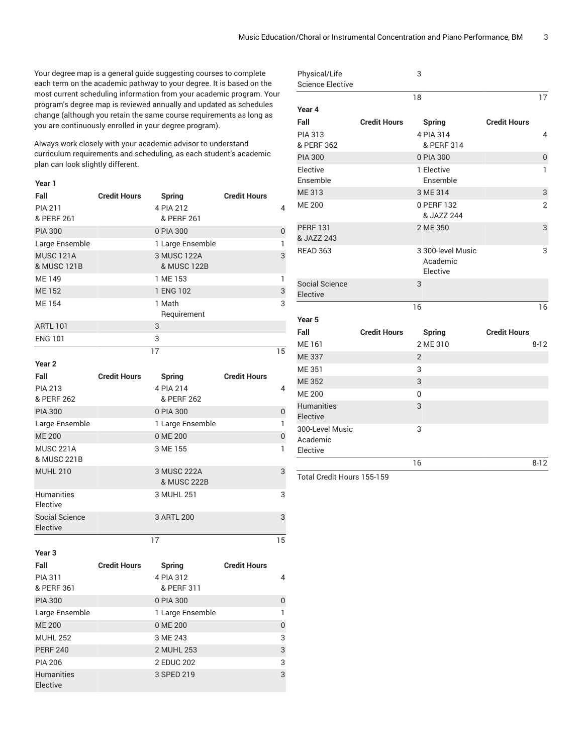Your degree map is a general guide suggesting courses to complete each term on the academic pathway to your degree. It is based on the most current scheduling information from your academic program. Your program's degree map is reviewed annually and updated as schedules change (although you retain the same course requirements as long as you are continuously enrolled in your degree program).

Always work closely with your academic advisor to understand curriculum requirements and scheduling, as each student's academic plan can look slightly different.

### Year 1

| Fall | Credit Hours | Spring | Credit Hours |
|---|---|---|---|
| PIA 211 & PERF 261 | 4 | PIA 212 & PERF 261 | 4 |
| PIA 300 | 0 | PIA 300 | 0 |
| Large Ensemble | 1 | Large Ensemble | 1 |
| MUSC 121A & MUSC 121B | 3 | MUSC 122A & MUSC 122B | 3 |
| ME 149 | 1 | ME 153 | 1 |
| ME 152 | 1 | ENG 102 | 3 |
| ME 154 | 1 | Math Requirement | 3 |
| ARTL 101 | 3 | | |
| ENG 101 | 3 | | |
| | 17 | | 15 |

### Year 2

| Fall | Credit Hours | Spring | Credit Hours |
|---|---|---|---|
| PIA 213 & PERF 262 | 4 | PIA 214 & PERF 262 | 4 |
| PIA 300 | 0 | PIA 300 | 0 |
| Large Ensemble | 1 | Large Ensemble | 1 |
| ME 200 | 0 | ME 200 | 0 |
| MUSC 221A & MUSC 221B | 3 | ME 155 | 1 |
| MUHL 210 | 3 | MUSC 222A & MUSC 222B | 3 |
| Humanities Elective | 3 | MUHL 251 | 3 |
| Social Science Elective | 3 | ARTL 200 | 3 |
| | 17 | | 15 |

### Year 3

| Fall | Credit Hours | Spring | Credit Hours |
|---|---|---|---|
| PIA 311 & PERF 361 | 4 | PIA 312 & PERF 311 | 4 |
| PIA 300 | 0 | PIA 300 | 0 |
| Large Ensemble | 1 | Large Ensemble | 1 |
| ME 200 | 0 | ME 200 | 0 |
| MUHL 252 | 3 | ME 243 | 3 |
| PERF 240 | 2 | MUHL 253 | 3 |
| PIA 206 | 2 | EDUC 202 | 3 |
| Humanities Elective | 3 | SPED 219 | 3 |
| Physical/Life Science Elective | 3 | | |
| | 18 | | 17 |

### Year 4

| Fall | Credit Hours | Spring | Credit Hours |
|---|---|---|---|
| PIA 313 & PERF 362 | 4 | PIA 314 & PERF 314 | 4 |
| PIA 300 | 0 | PIA 300 | 0 |
| Elective Ensemble | 1 | Elective Ensemble | 1 |
| ME 313 | 3 | ME 314 | 3 |
| ME 200 | 0 | PERF 132 & JAZZ 244 | 2 |
| PERF 131 & JAZZ 243 | 2 | ME 350 | 3 |
| READ 363 | 3 | 300-level Music Academic Elective | 3 |
| Social Science Elective | 3 | | |
| | 16 | | 16 |

### Year 5

| Fall | Credit Hours | Spring | Credit Hours |
|---|---|---|---|
| ME 161 | 2 | ME 310 | 8-12 |
| ME 337 | 2 | | |
| ME 351 | 3 | | |
| ME 352 | 3 | | |
| ME 200 | 0 | | |
| Humanities Elective | 3 | | |
| 300-Level Music Academic Elective | 3 | | |
| | 16 | | 8-12 |

Total Credit Hours 155-159